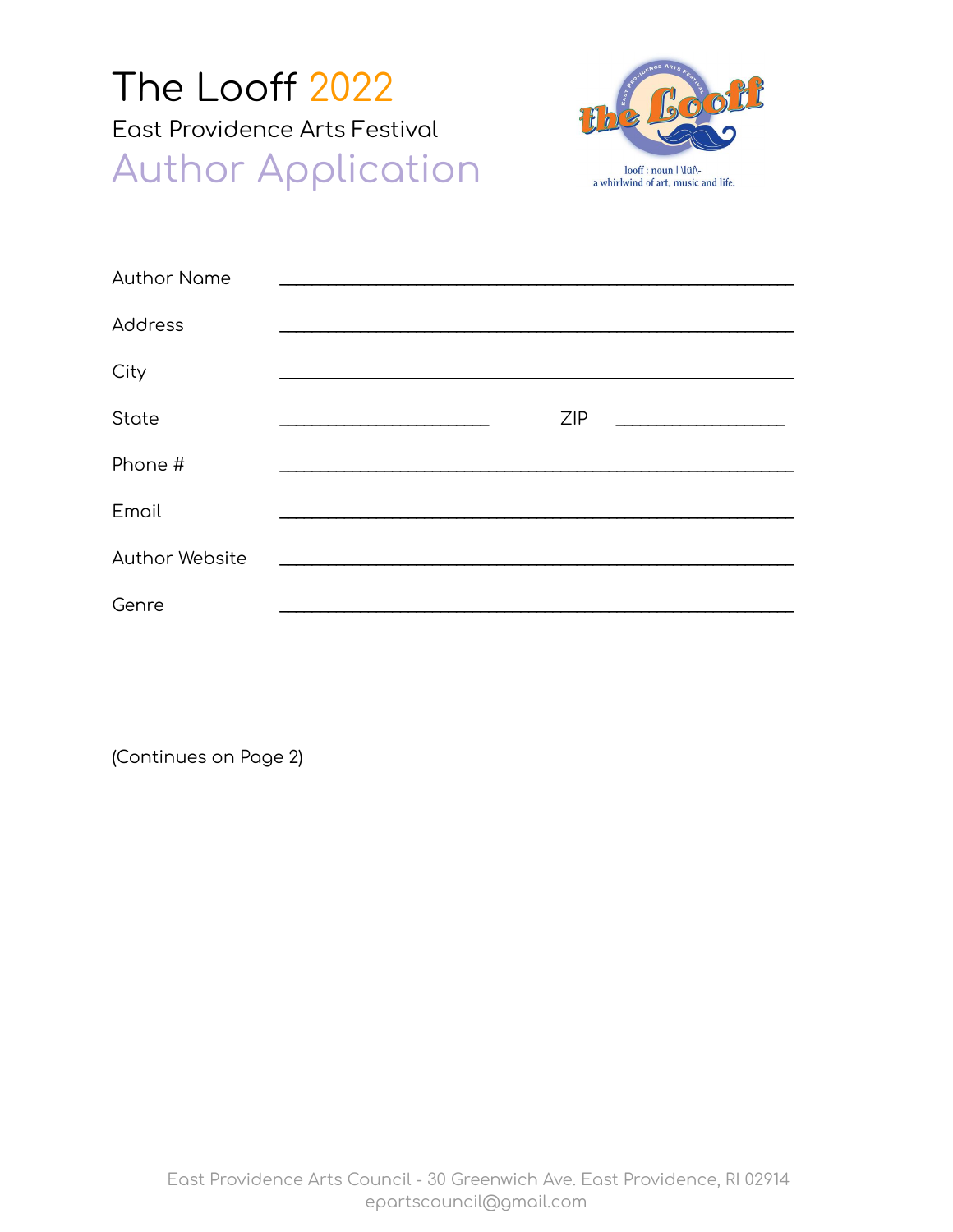# The Looff 2022

## East Providence Arts Festival

## Author Application

looff : noun | \lüf\-
a whirlwind of art, music and life.

Author Name ______________________________________________

Address ______________________________________________

City ______________________________________________

State ____________________ ZIP ________________

Phone # ______________________________________________

Email ______________________________________________

Author Website ______________________________________________

Genre ______________________________________________

(Continues on Page 2)

East Providence Arts Council - 30 Greenwich Ave. East Providence, RI 02914
epartscouncil@gmail.com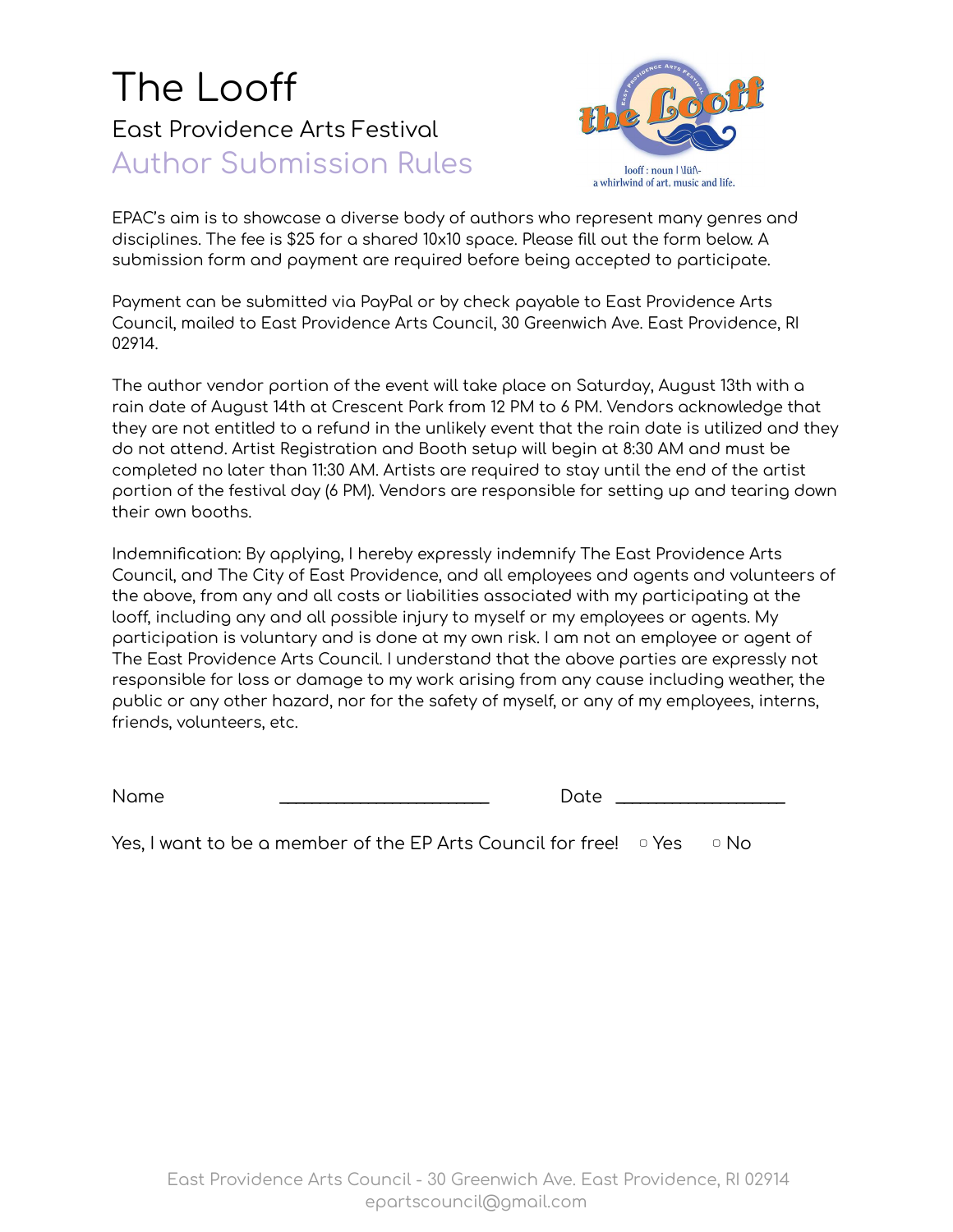# The Looff

## East Providence Arts Festival

## Author Submission Rules

looff : noun | \lüf\-
a whirlwind of art, music and life.

EPAC's aim is to showcase a diverse body of authors who represent many genres and disciplines. The fee is $25 for a shared 10x10 space. Please fill out the form below. A submission form and payment are required before being accepted to participate.

Payment can be submitted via PayPal or by check payable to East Providence Arts Council, mailed to East Providence Arts Council, 30 Greenwich Ave. East Providence, RI 02914.

The author vendor portion of the event will take place on Saturday, August 13th with a rain date of August 14th at Crescent Park from 12 PM to 6 PM. Vendors acknowledge that they are not entitled to a refund in the unlikely event that the rain date is utilized and they do not attend. Artist Registration and Booth setup will begin at 8:30 AM and must be completed no later than 11:30 AM. Artists are required to stay until the end of the artist portion of the festival day (6 PM). Vendors are responsible for setting up and tearing down their own booths.

Indemnification: By applying, I hereby expressly indemnify The East Providence Arts Council, and The City of East Providence, and all employees and agents and volunteers of the above, from any and all costs or liabilities associated with my participating at the looff, including any and all possible injury to myself or my employees or agents. My participation is voluntary and is done at my own risk. I am not an employee or agent of The East Providence Arts Council. I understand that the above parties are expressly not responsible for loss or damage to my work arising from any cause including weather, the public or any other hazard, nor for the safety of myself, or any of my employees, interns, friends, volunteers, etc.

Name ______________________ Date __________________

Yes, I want to be a member of the EP Arts Council for free! ▢ Yes ▢ No

East Providence Arts Council - 30 Greenwich Ave. East Providence, RI 02914
epartscouncil@gmail.com